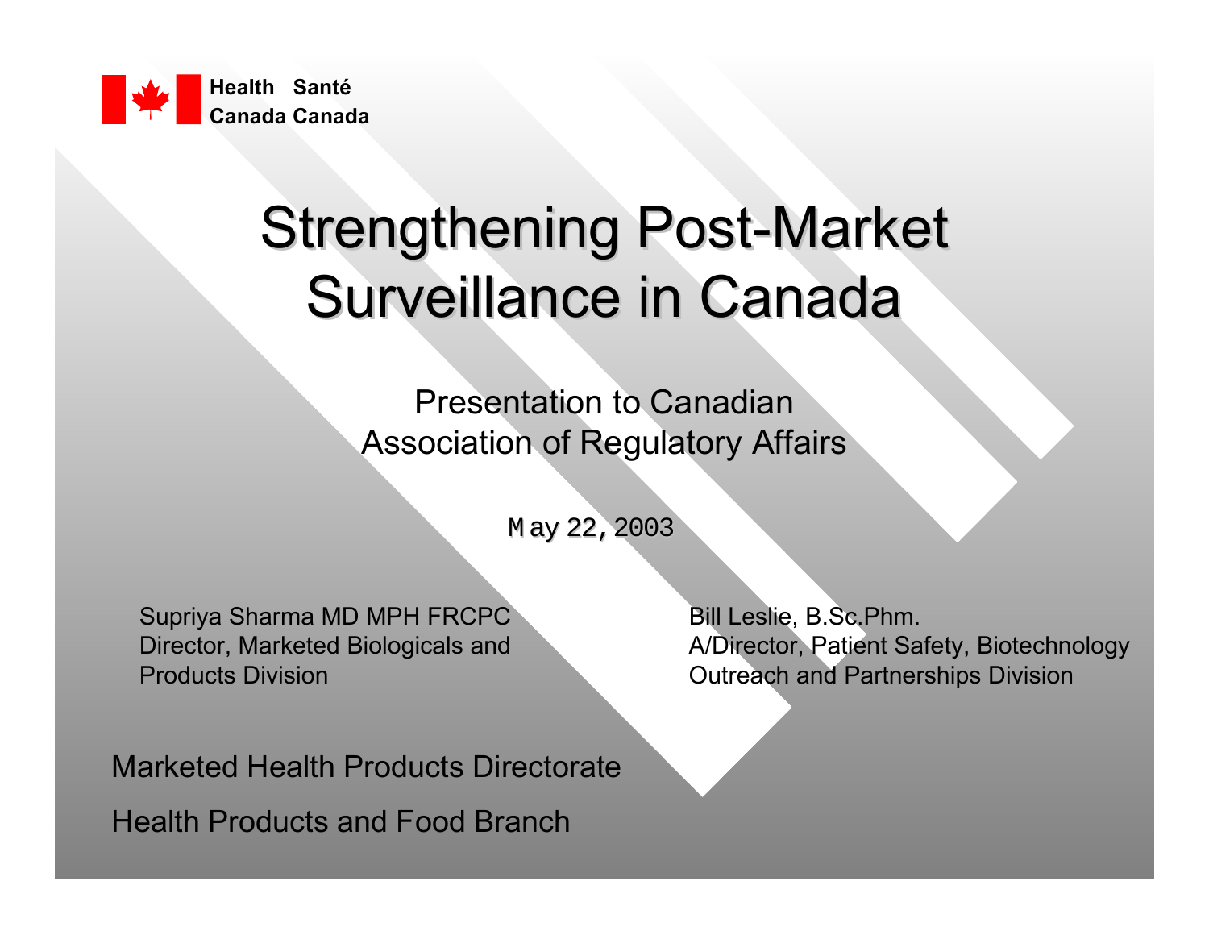Health Santé
Canada Canada

# Strengthening Post-Market Surveillance in Canada

Presentation to Canadian Association of Regulatory Affairs

May 22, 2003

Supriya Sharma MD MPH FRCPC
Director, Marketed Biologicals and Products Division

Bill Leslie, B.Sc.Phm.
A/Director, Patient Safety, Biotechnology Outreach and Partnerships Division

Marketed Health Products Directorate

Health Products and Food Branch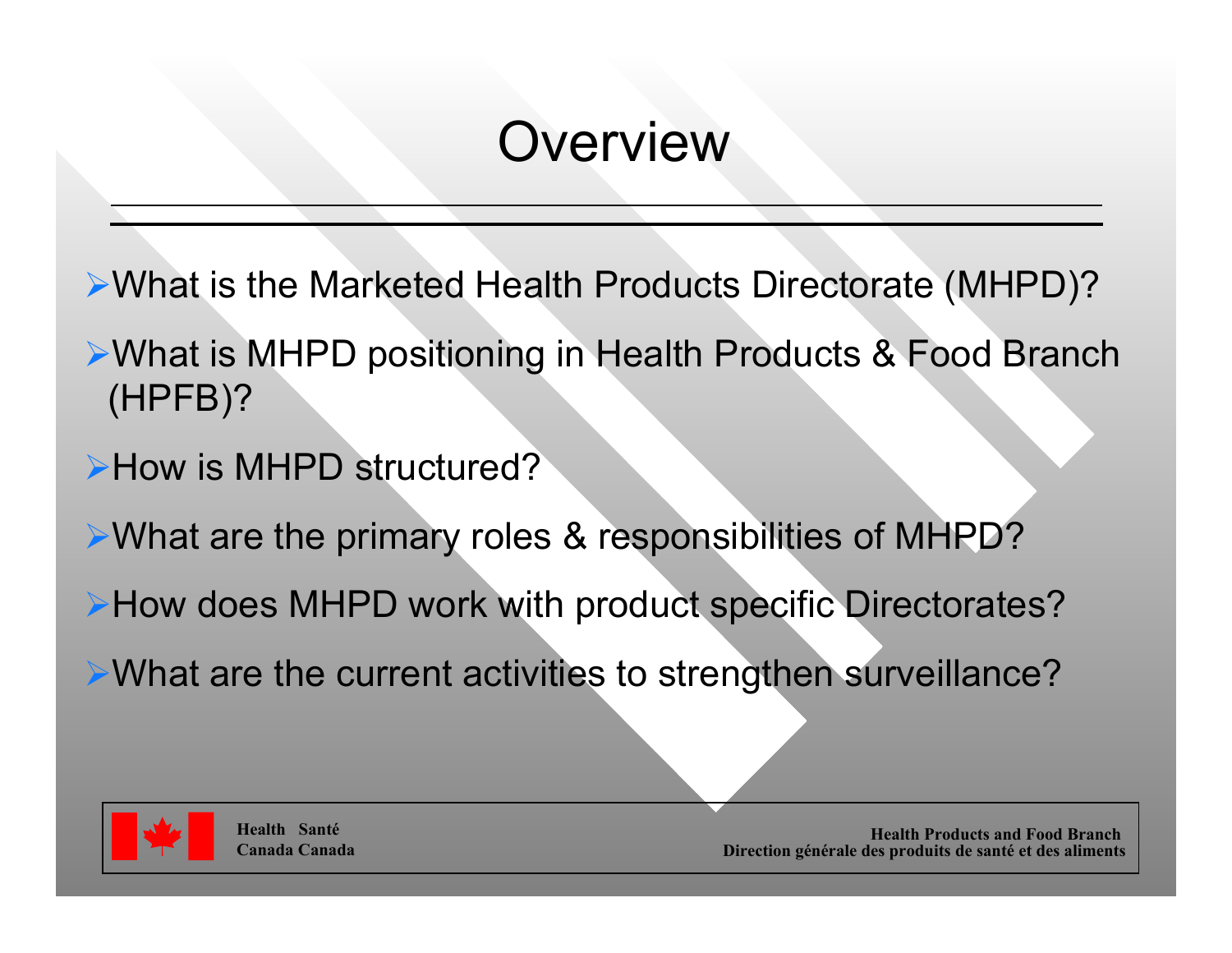# Overview

- What is the Marketed Health Products Directorate (MHPD)?
- What is MHPD positioning in Health Products & Food Branch (HPFB)?
- How is MHPD structured?
- What are the primary roles & responsibilities of MHPD?
- How does MHPD work with product specific Directorates?
- What are the current activities to strengthen surveillance?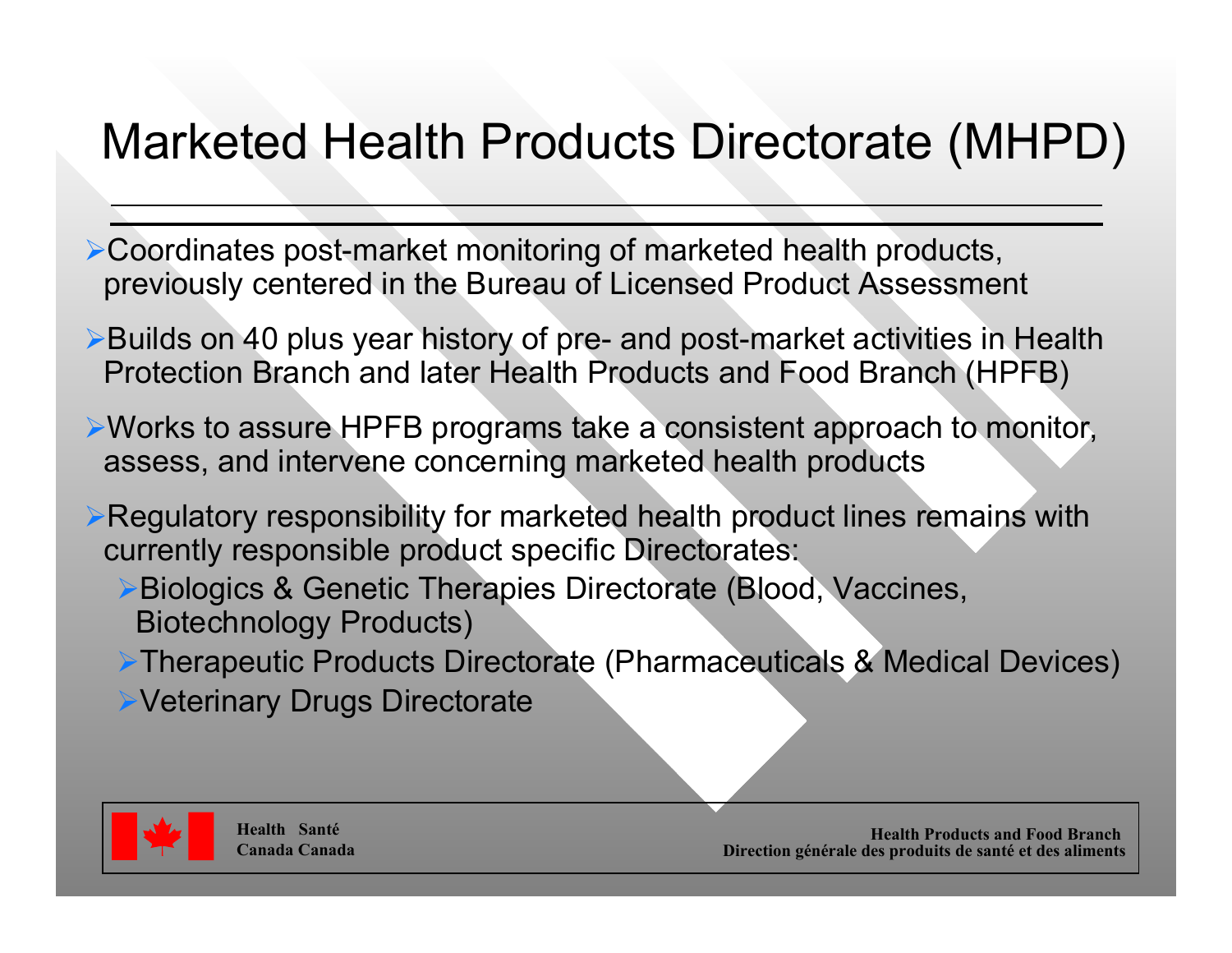# Marketed Health Products Directorate (MHPD)

- Coordinates post-market monitoring of marketed health products, previously centered in the Bureau of Licensed Product Assessment
- Builds on 40 plus year history of pre- and post-market activities in Health Protection Branch and later Health Products and Food Branch (HPFB)
- Works to assure HPFB programs take a consistent approach to monitor, assess, and intervene concerning marketed health products
- Regulatory responsibility for marketed health product lines remains with currently responsible product specific Directorates:
  - Biologics & Genetic Therapies Directorate (Blood, Vaccines, Biotechnology Products)
  - Therapeutic Products Directorate (Pharmaceuticals & Medical Devices)
  - Veterinary Drugs Directorate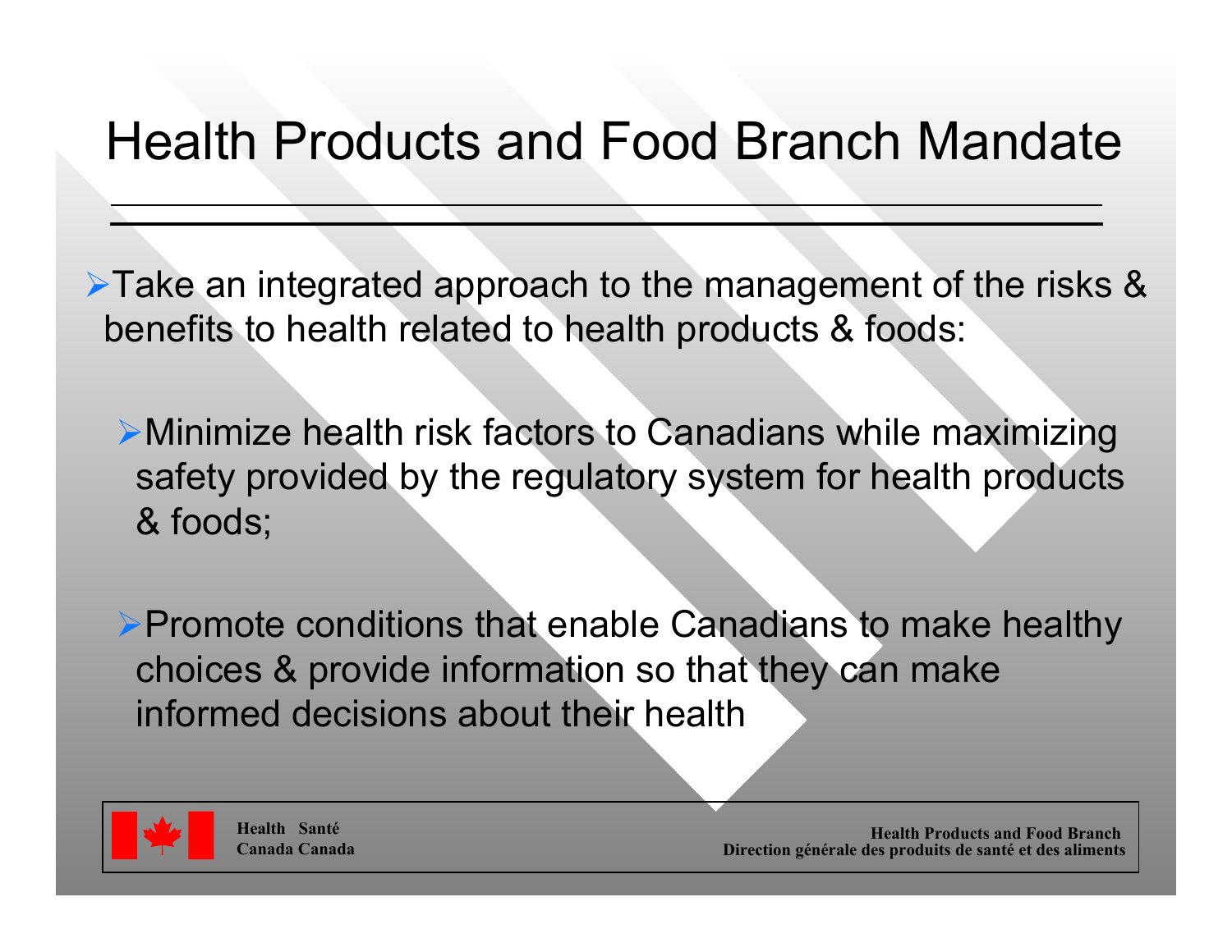# Health Products and Food Branch Mandate

- Take an integrated approach to the management of the risks & benefits to health related to health products & foods:
  - Minimize health risk factors to Canadians while maximizing safety provided by the regulatory system for health products & foods;
  - Promote conditions that enable Canadians to make healthy choices & provide information so that they can make informed decisions about their health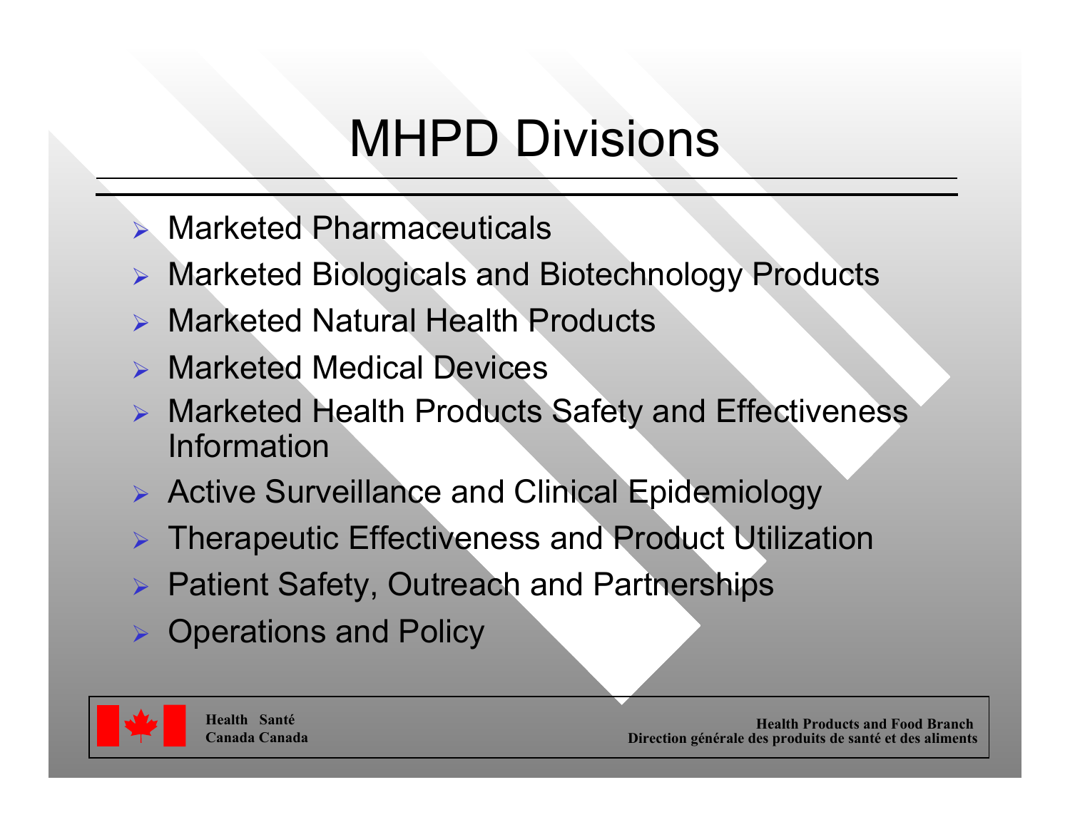# MHPD Divisions

- Marketed Pharmaceuticals
- Marketed Biologicals and Biotechnology Products
- Marketed Natural Health Products
- Marketed Medical Devices
- Marketed Health Products Safety and Effectiveness Information
- Active Surveillance and Clinical Epidemiology
- Therapeutic Effectiveness and Product Utilization
- Patient Safety, Outreach and Partnerships
- Operations and Policy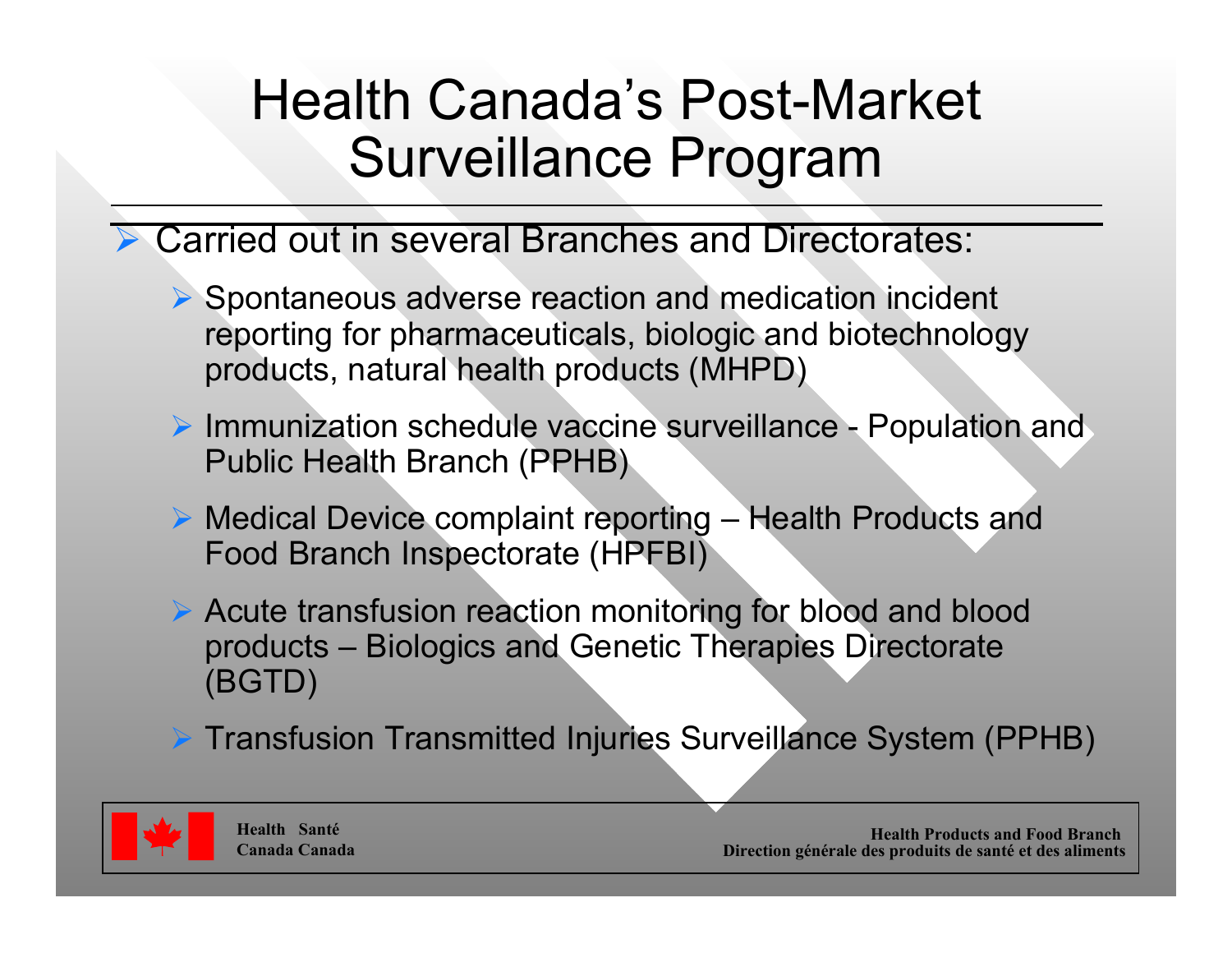# Health Canada's Post-Market Surveillance Program

- Carried out in several Branches and Directorates:
  - Spontaneous adverse reaction and medication incident reporting for pharmaceuticals, biologic and biotechnology products, natural health products (MHPD)
  - Immunization schedule vaccine surveillance - Population and Public Health Branch (PPHB)
  - Medical Device complaint reporting – Health Products and Food Branch Inspectorate (HPFBI)
  - Acute transfusion reaction monitoring for blood and blood products – Biologics and Genetic Therapies Directorate (BGTD)
  - Transfusion Transmitted Injuries Surveillance System (PPHB)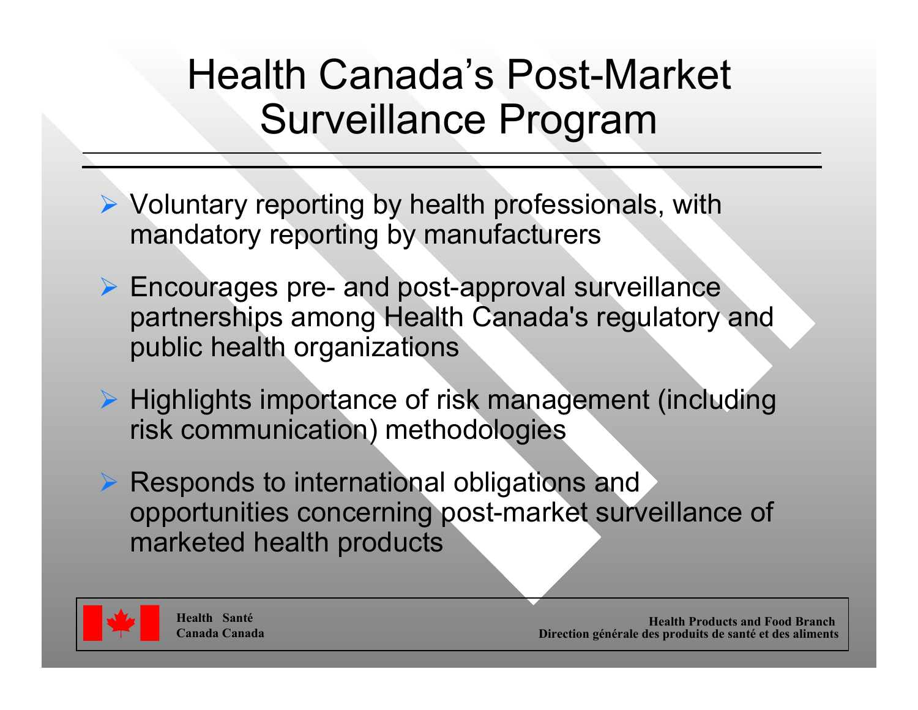# Health Canada's Post-Market Surveillance Program

- Voluntary reporting by health professionals, with mandatory reporting by manufacturers
- Encourages pre- and post-approval surveillance partnerships among Health Canada's regulatory and public health organizations
- Highlights importance of risk management (including risk communication) methodologies
- Responds to international obligations and opportunities concerning post-market surveillance of marketed health products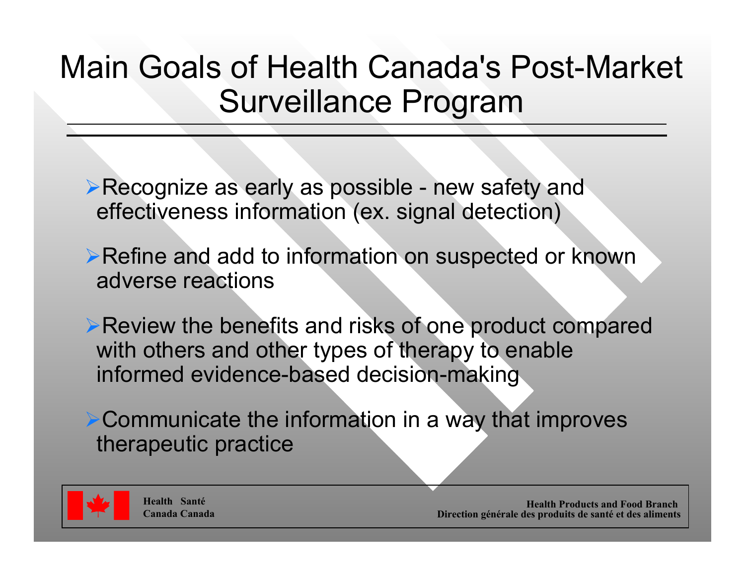# Main Goals of Health Canada's Post-Market Surveillance Program

- Recognize as early as possible - new safety and effectiveness information (ex. signal detection)
- Refine and add to information on suspected or known adverse reactions
- Review the benefits and risks of one product compared with others and other types of therapy to enable informed evidence-based decision-making
- Communicate the information in a way that improves therapeutic practice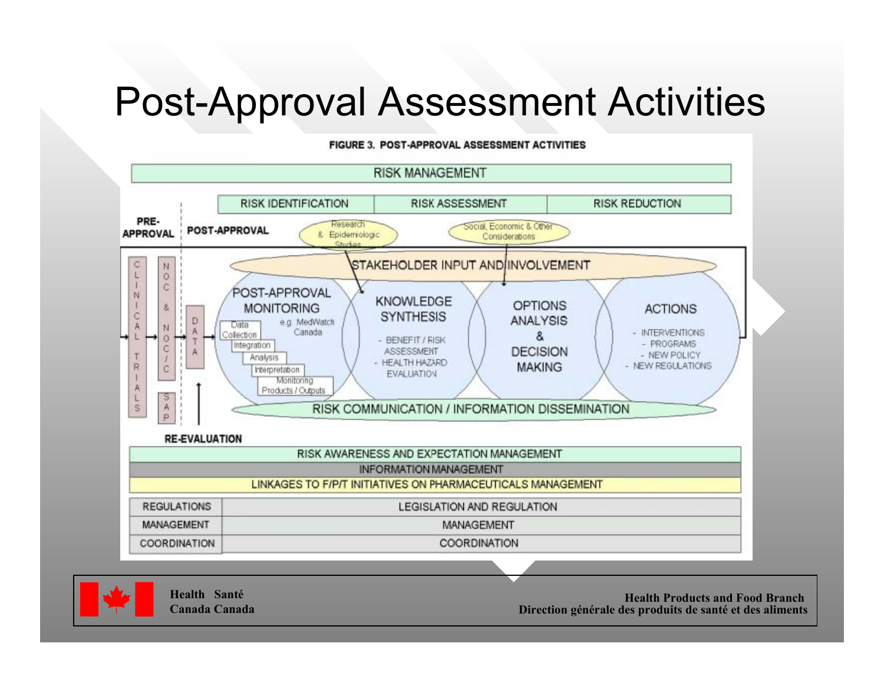# Post-Approval Assessment Activities

**FIGURE 3. POST-APPROVAL ASSESSMENT ACTIVITIES**

RISK MANAGEMENT

RISK IDENTIFICATION | RISK ASSESSMENT | RISK REDUCTION

**PRE-APPROVAL** | **POST-APPROVAL**

Research & Epidemiologic Studies

Social, Economic & Other Considerations

STAKEHOLDER INPUT AND INVOLVEMENT

CLINICAL TRIALS → NOC & NOC/C, SAP → DATA

POST-APPROVAL MONITORING e.g. MedWatch Canada
- Data Collection
- Integration
- Analysis
- Interpretation
- Monitoring Products / Outputs

KNOWLEDGE SYNTHESIS
- BENEFIT / RISK ASSESSMENT
- HEALTH HAZARD EVALUATION

OPTIONS ANALYSIS & DECISION MAKING

ACTIONS
- INTERVENTIONS
- PROGRAMS
- NEW POLICY
- NEW REGULATIONS

RISK COMMUNICATION / INFORMATION DISSEMINATION

**RE-EVALUATION**

RISK AWARENESS AND EXPECTATION MANAGEMENT

INFORMATION MANAGEMENT

LINKAGES TO F/P/T INITIATIVES ON PHARMACEUTICALS MANAGEMENT

| REGULATIONS | LEGISLATION AND REGULATION |
|---|---|
| MANAGEMENT | MANAGEMENT |
| COORDINATION | COORDINATION |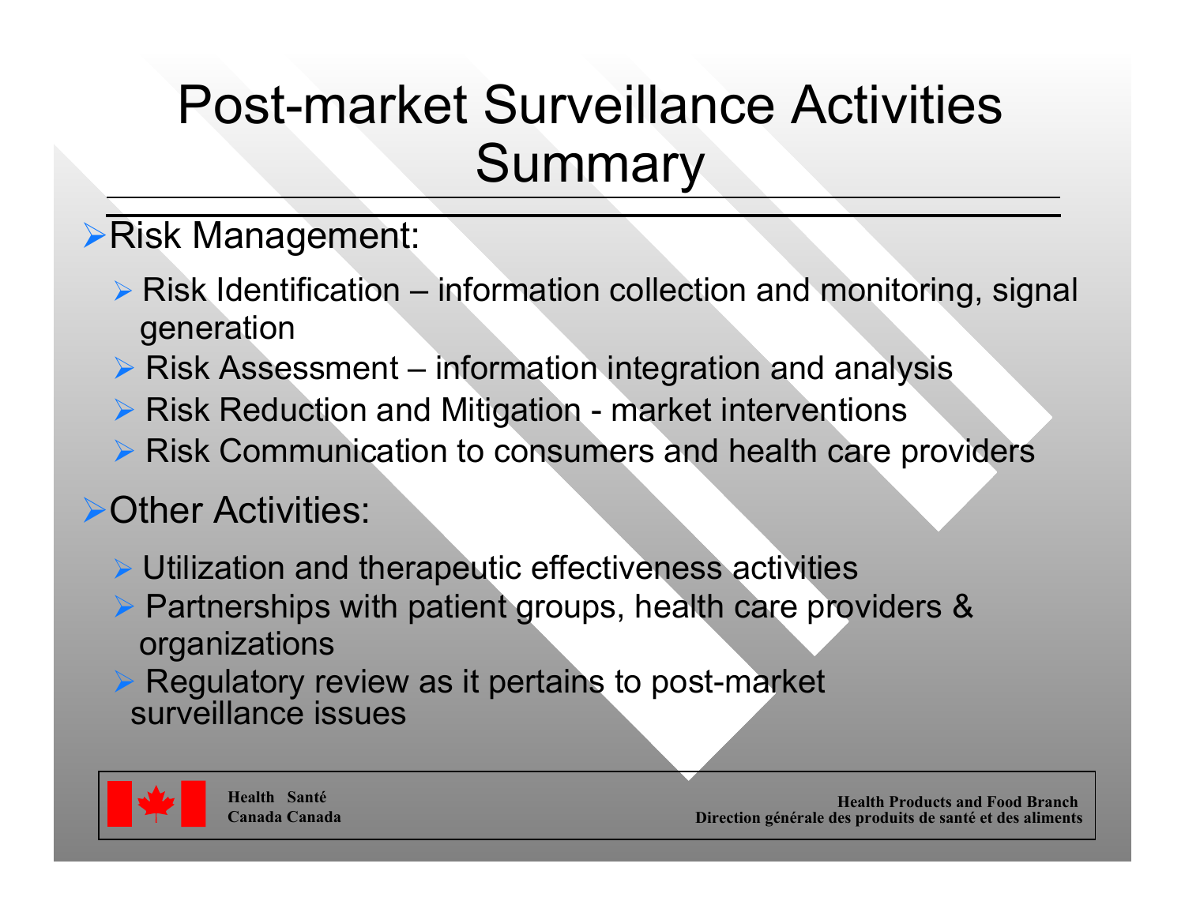# Post-market Surveillance Activities Summary

- Risk Management:
  - Risk Identification – information collection and monitoring, signal generation
  - Risk Assessment – information integration and analysis
  - Risk Reduction and Mitigation - market interventions
  - Risk Communication to consumers and health care providers
- Other Activities:
  - Utilization and therapeutic effectiveness activities
  - Partnerships with patient groups, health care providers & organizations
  - Regulatory review as it pertains to post-market surveillance issues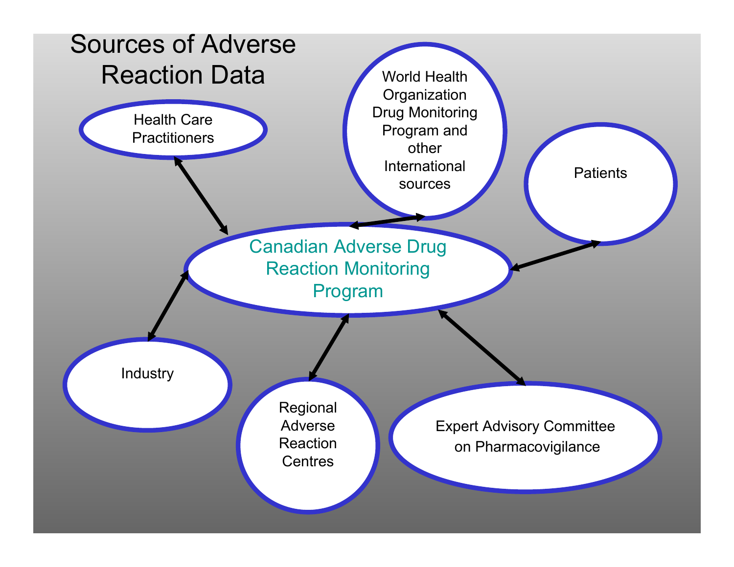# Sources of Adverse Reaction Data

Canadian Adverse Drug Reaction Monitoring Program

Health Care Practitioners

World Health Organization Drug Monitoring Program and other International sources

Patients

Industry

Regional Adverse Reaction Centres

Expert Advisory Committee on Pharmacovigilance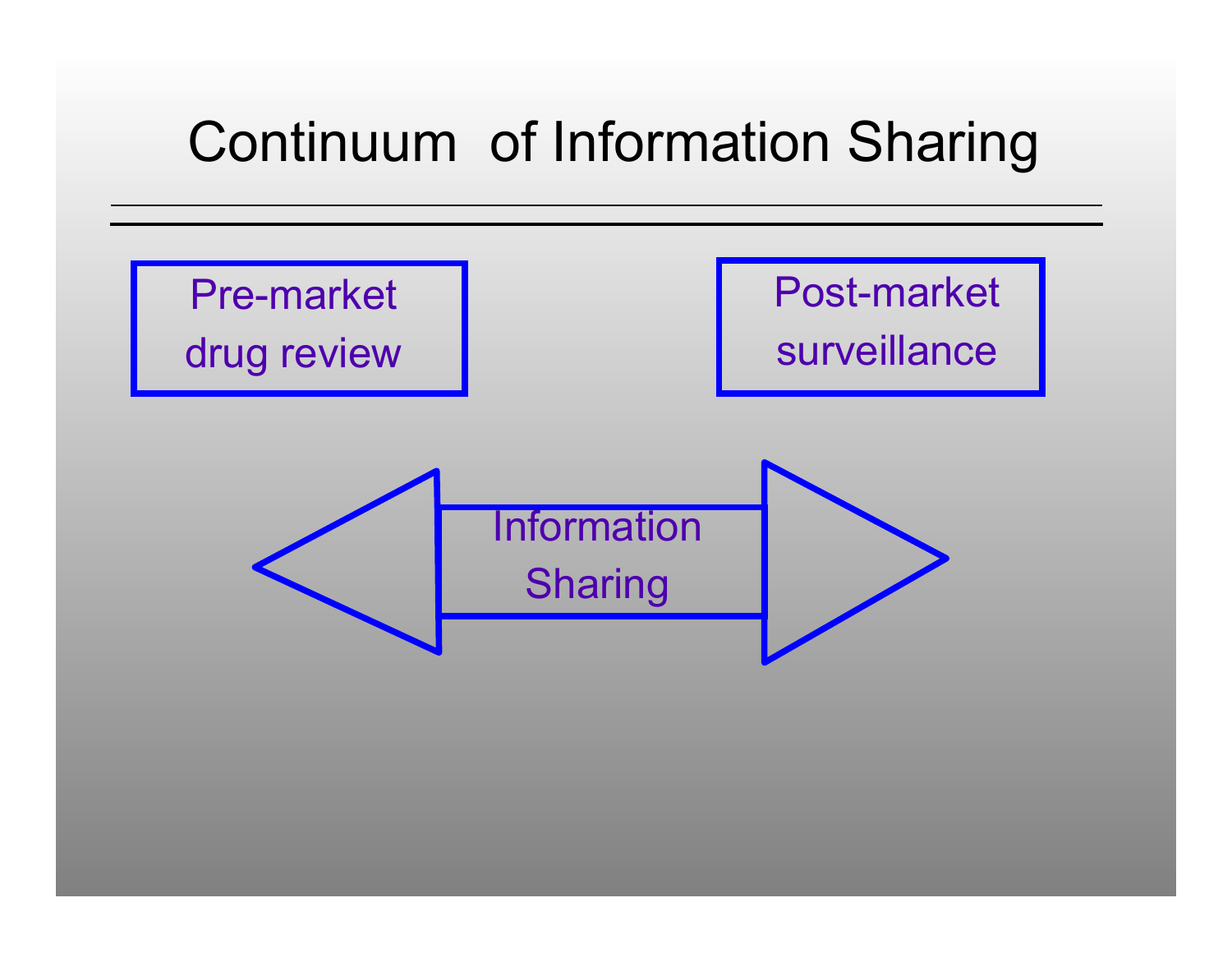# Continuum of Information Sharing

Pre-market drug review

Post-market surveillance

Information Sharing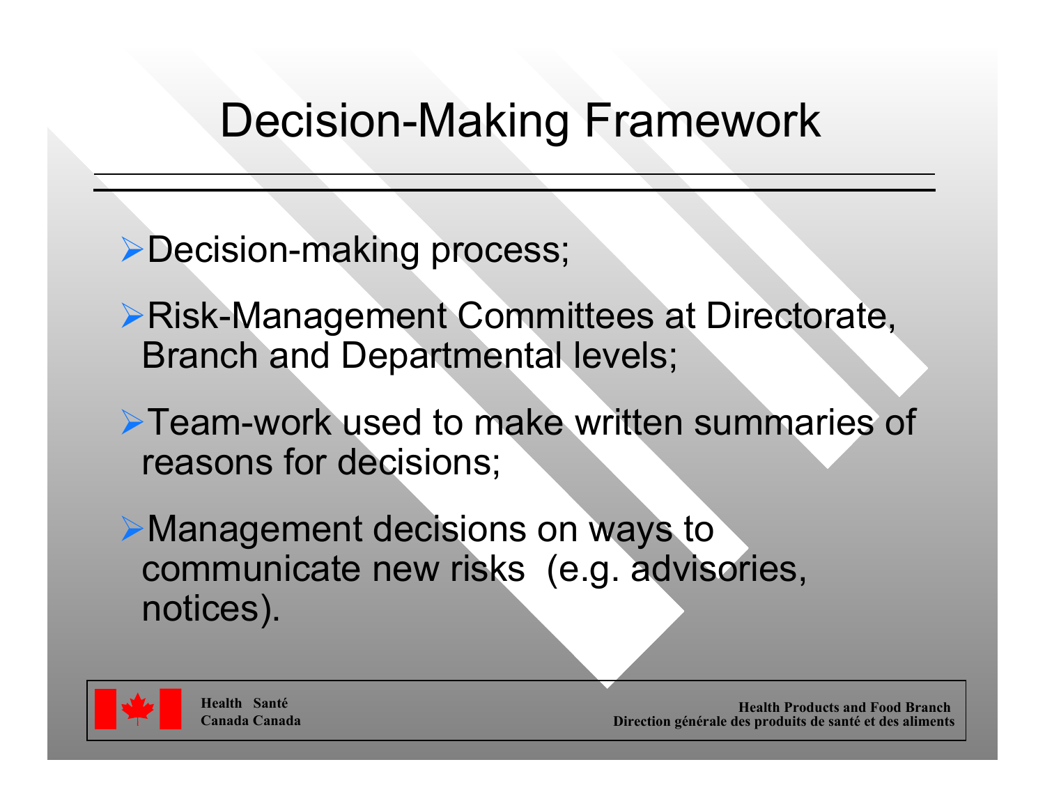# Decision-Making Framework

- Decision-making process;
- Risk-Management Committees at Directorate, Branch and Departmental levels;
- Team-work used to make written summaries of reasons for decisions;
- Management decisions on ways to communicate new risks (e.g. advisories, notices).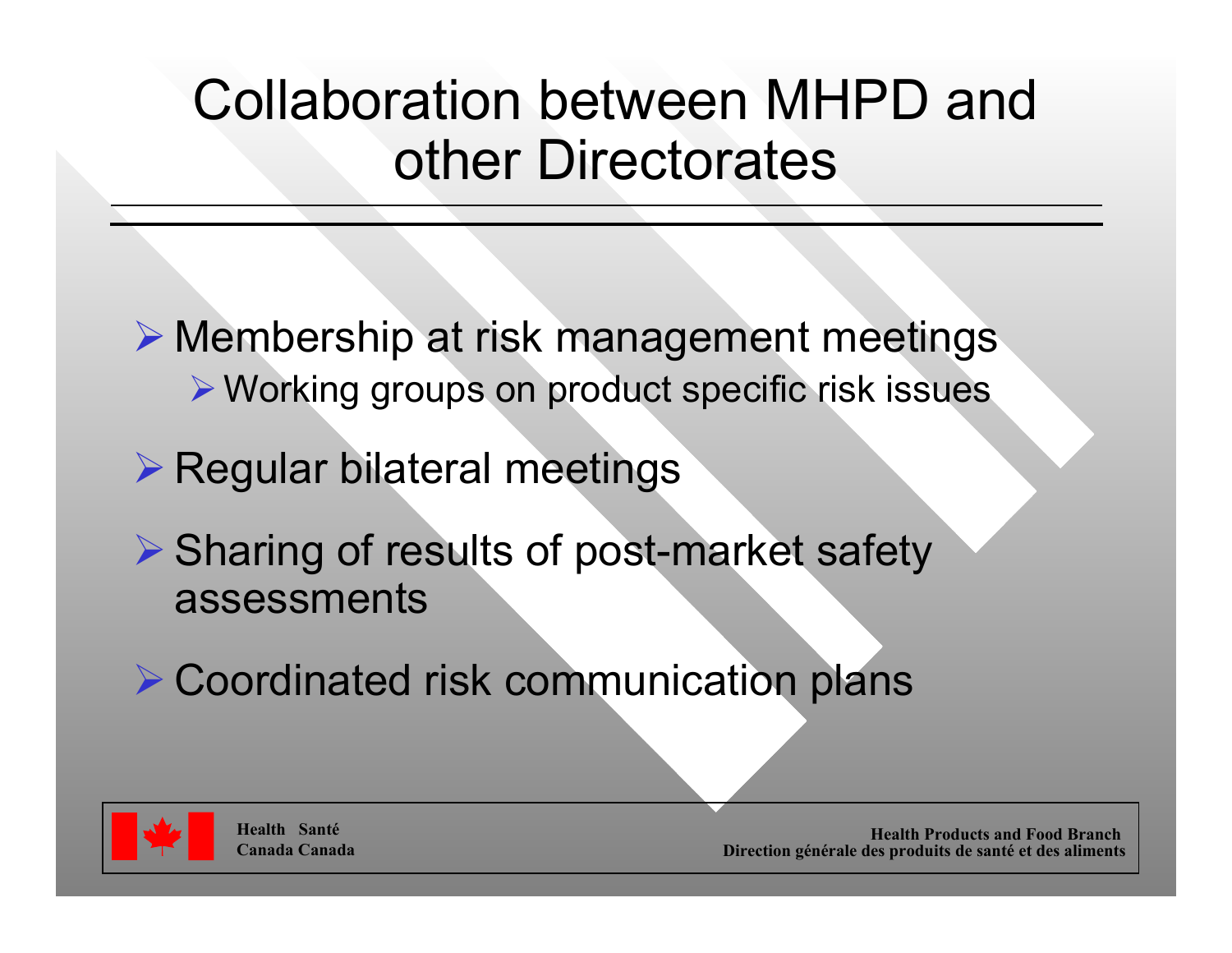# Collaboration between MHPD and other Directorates

- Membership at risk management meetings
  - Working groups on product specific risk issues
- Regular bilateral meetings
- Sharing of results of post-market safety assessments
- Coordinated risk communication plans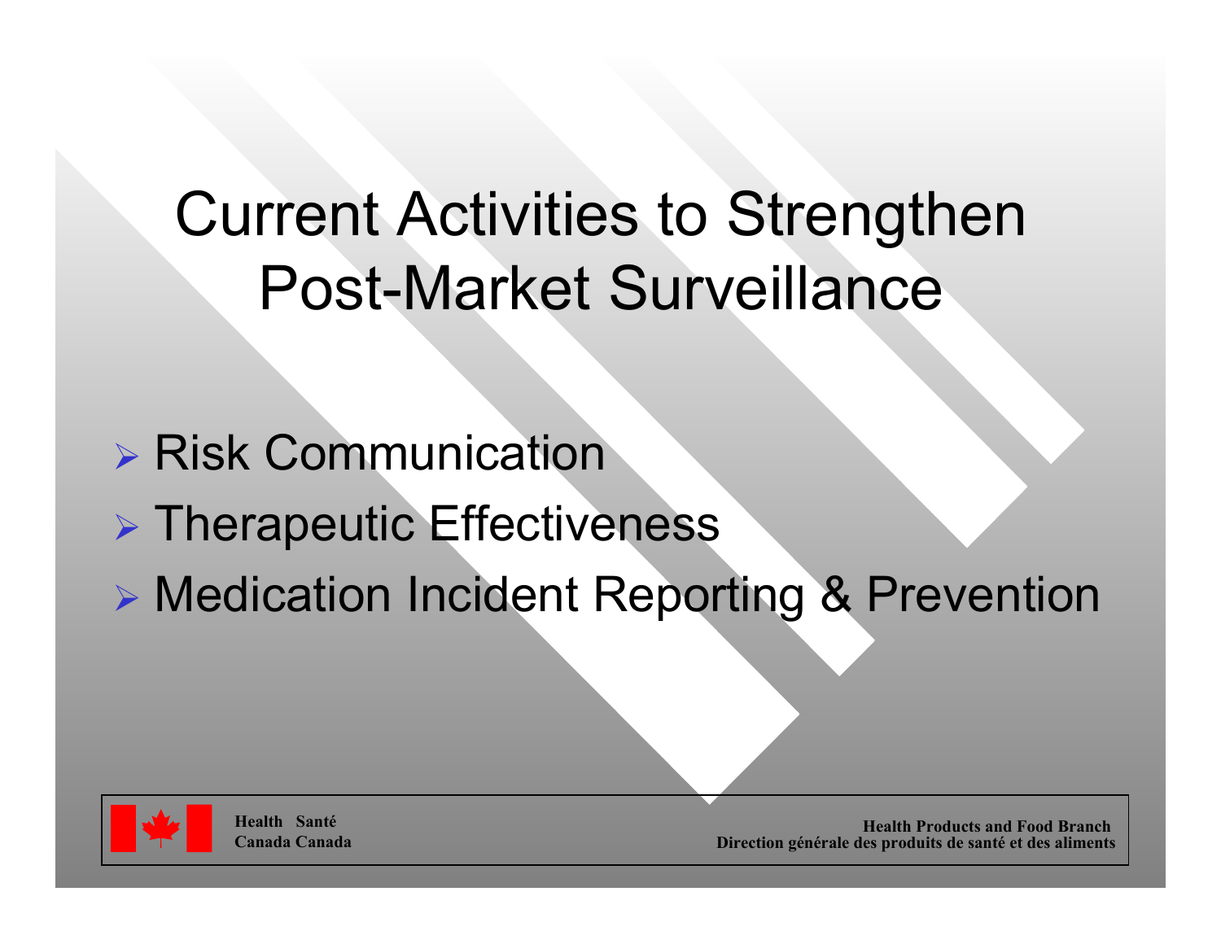# Current Activities to Strengthen Post-Market Surveillance

- Risk Communication
- Therapeutic Effectiveness
- Medication Incident Reporting & Prevention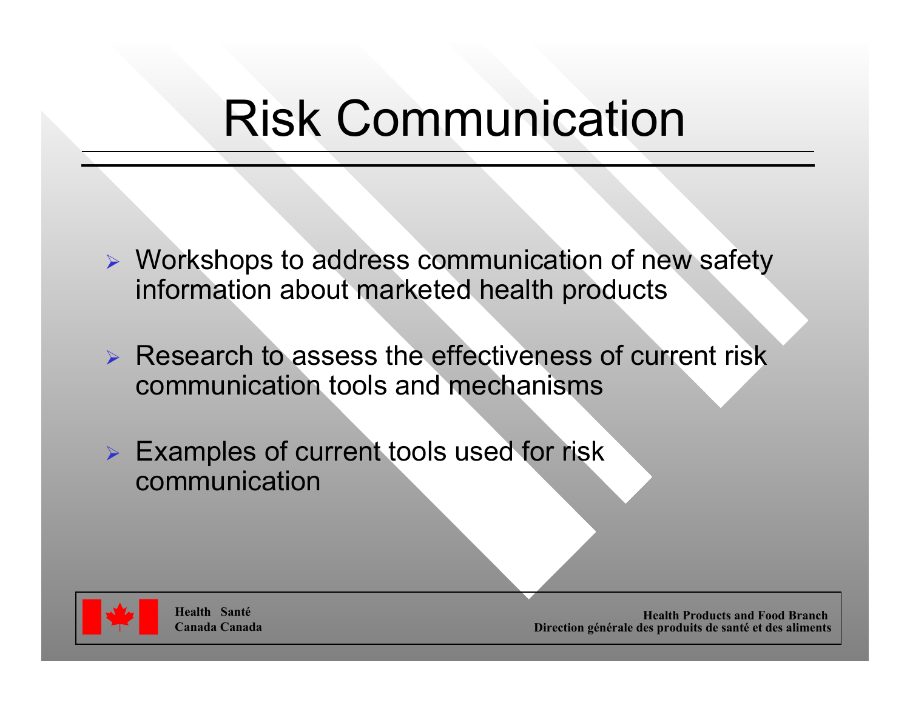# Risk Communication

- Workshops to address communication of new safety information about marketed health products
- Research to assess the effectiveness of current risk communication tools and mechanisms
- Examples of current tools used for risk communication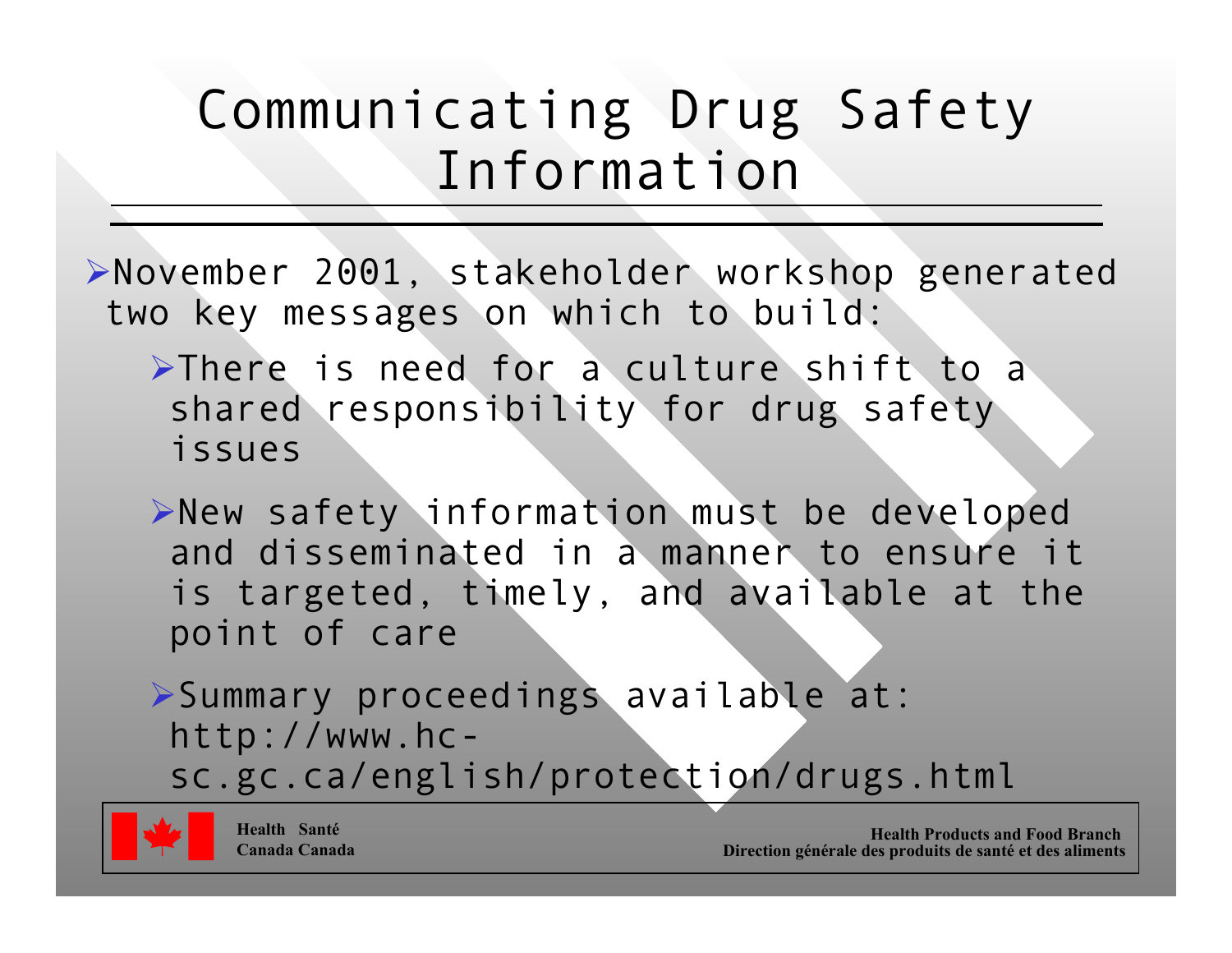# Communicating Drug Safety Information

- November 2001, stakeholder workshop generated two key messages on which to build:
  - There is need for a culture shift to a shared responsibility for drug safety issues
  - New safety information must be developed and disseminated in a manner to ensure it is targeted, timely, and available at the point of care
  - Summary proceedings available at: http://www.hc-sc.gc.ca/english/protection/drugs.html

Health Santé Canada Canada

Health Products and Food Branch
Direction générale des produits de santé et des aliments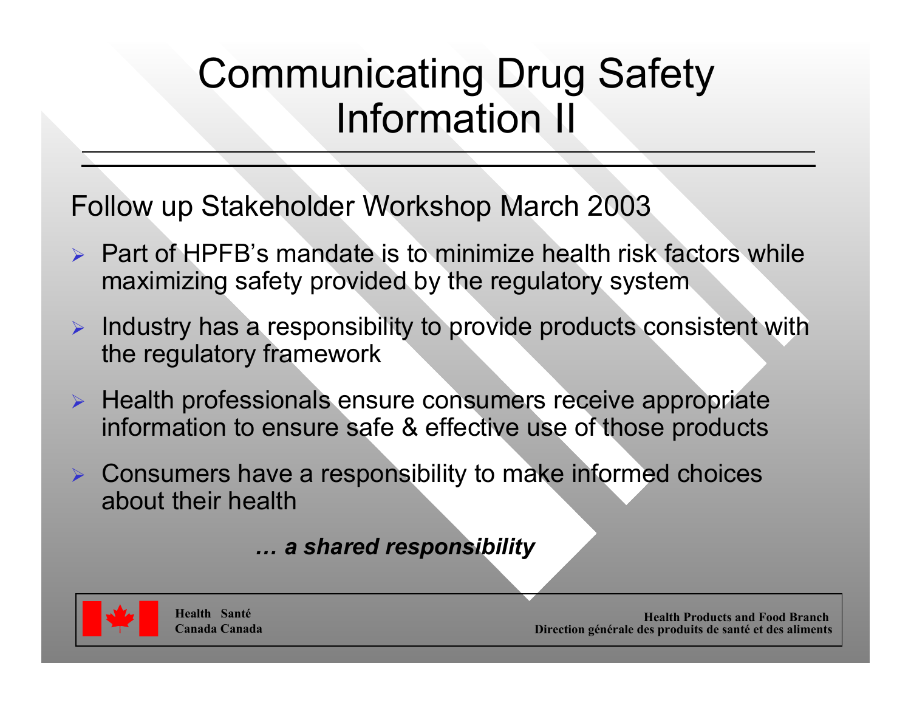# Communicating Drug Safety Information II

Follow up Stakeholder Workshop March 2003

- Part of HPFB's mandate is to minimize health risk factors while maximizing safety provided by the regulatory system
- Industry has a responsibility to provide products consistent with the regulatory framework
- Health professionals ensure consumers receive appropriate information to ensure safe & effective use of those products
- Consumers have a responsibility to make informed choices about their health

***… a shared responsibility***

**Health Santé Canada Canada**

**Health Products and Food Branch**
**Direction générale des produits de santé et des aliments**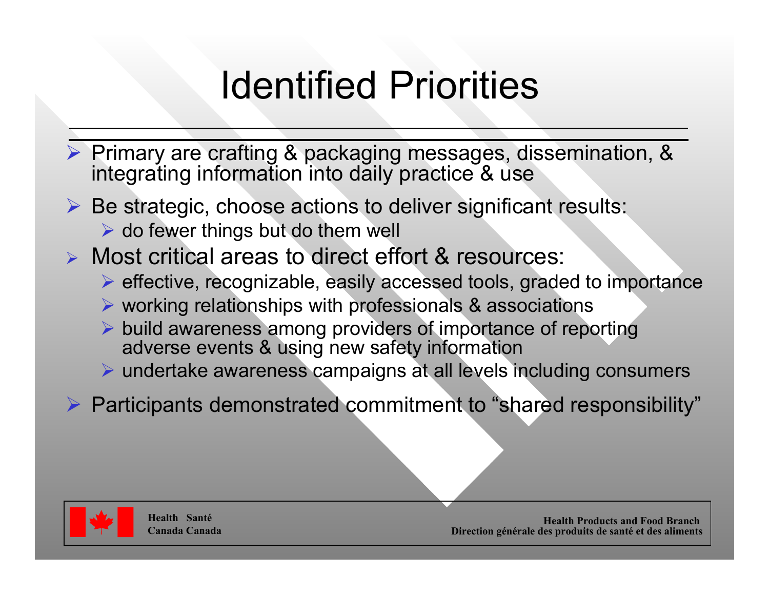# Identified Priorities

- Primary are crafting & packaging messages, dissemination, & integrating information into daily practice & use
- Be strategic, choose actions to deliver significant results:
  - do fewer things but do them well
- Most critical areas to direct effort & resources:
  - effective, recognizable, easily accessed tools, graded to importance
  - working relationships with professionals & associations
  - build awareness among providers of importance of reporting adverse events & using new safety information
  - undertake awareness campaigns at all levels including consumers
- Participants demonstrated commitment to "shared responsibility"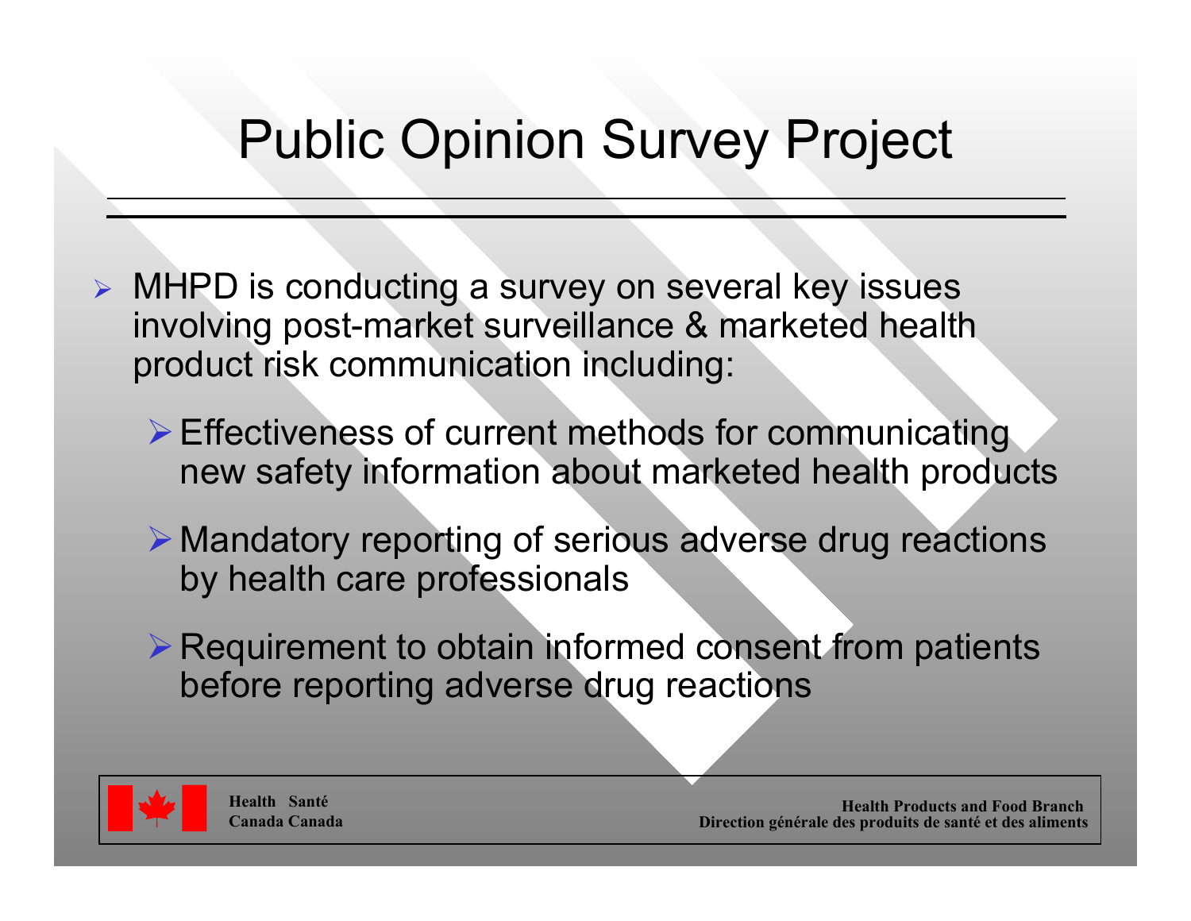# Public Opinion Survey Project

- MHPD is conducting a survey on several key issues involving post-market surveillance & marketed health product risk communication including:
  - Effectiveness of current methods for communicating new safety information about marketed health products
  - Mandatory reporting of serious adverse drug reactions by health care professionals
  - Requirement to obtain informed consent from patients before reporting adverse drug reactions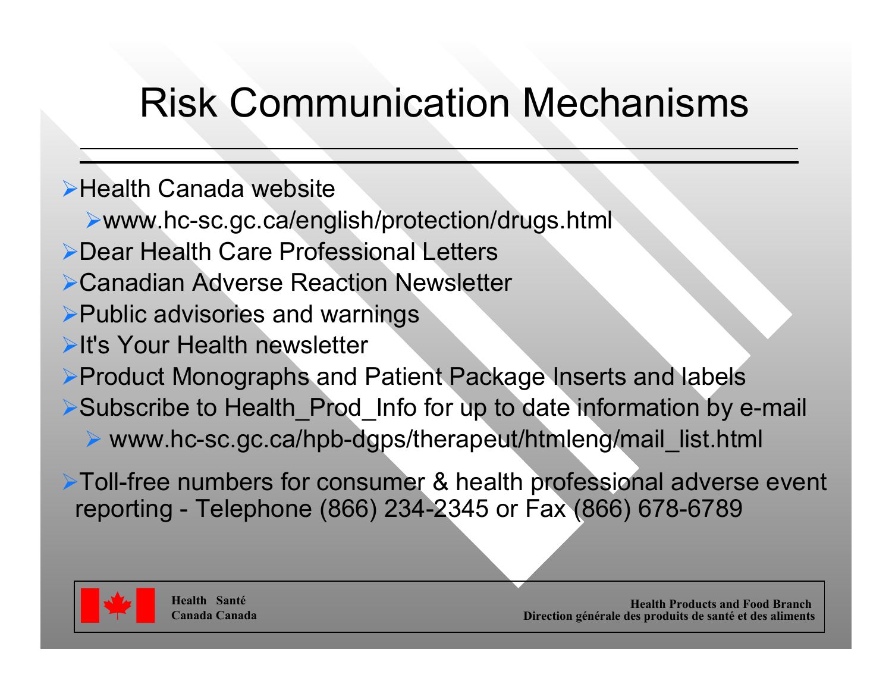# Risk Communication Mechanisms

- Health Canada website
  - www.hc-sc.gc.ca/english/protection/drugs.html
- Dear Health Care Professional Letters
- Canadian Adverse Reaction Newsletter
- Public advisories and warnings
- It's Your Health newsletter
- Product Monographs and Patient Package Inserts and labels
- Subscribe to Health_Prod_Info for up to date information by e-mail
  - www.hc-sc.gc.ca/hpb-dgps/therapeut/htmleng/mail_list.html
- Toll-free numbers for consumer & health professional adverse event reporting - Telephone (866) 234-2345 or Fax (866) 678-6789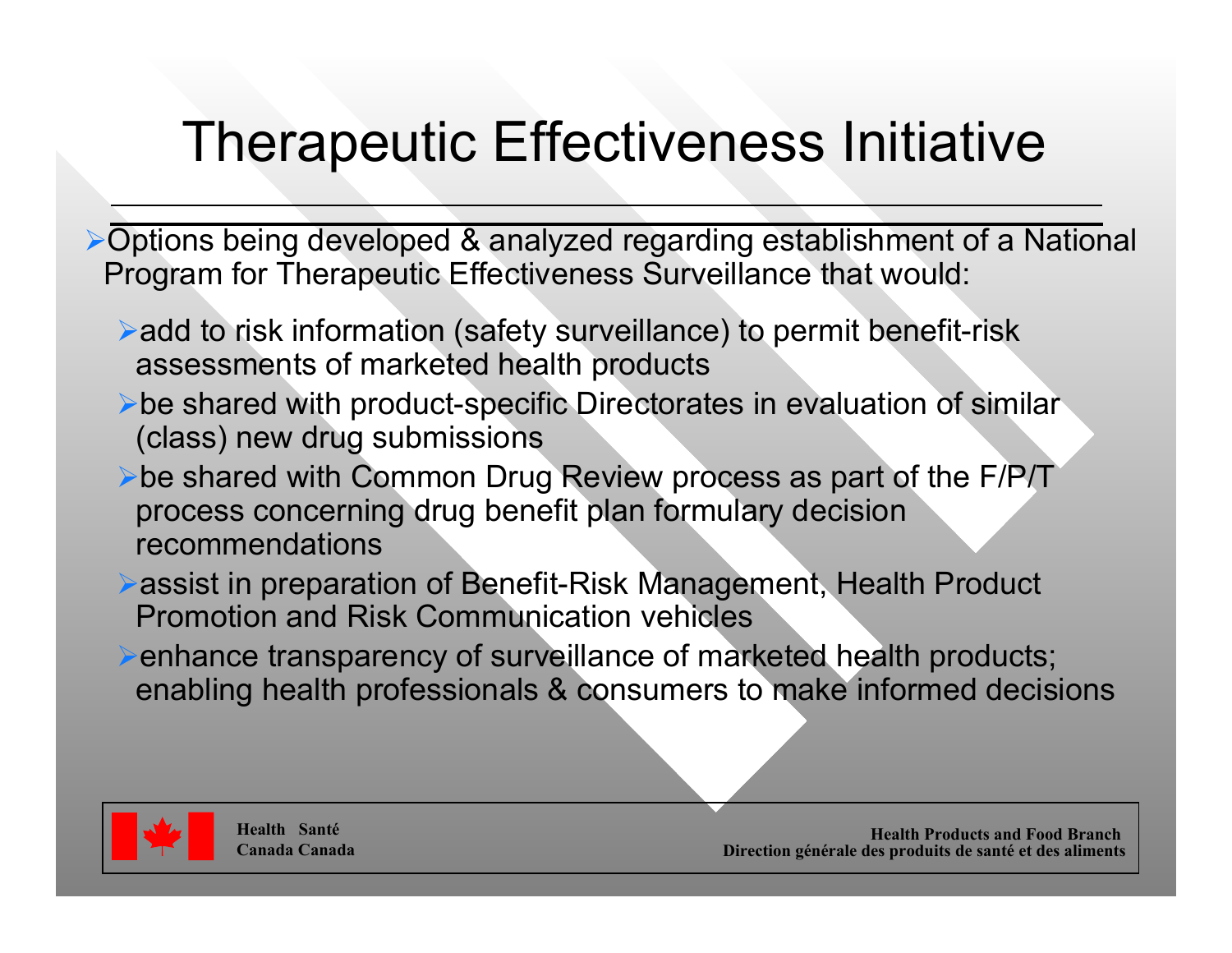# Therapeutic Effectiveness Initiative

- Options being developed & analyzed regarding establishment of a National Program for Therapeutic Effectiveness Surveillance that would:
  - add to risk information (safety surveillance) to permit benefit-risk assessments of marketed health products
  - be shared with product-specific Directorates in evaluation of similar (class) new drug submissions
  - be shared with Common Drug Review process as part of the F/P/T process concerning drug benefit plan formulary decision recommendations
  - assist in preparation of Benefit-Risk Management, Health Product Promotion and Risk Communication vehicles
  - enhance transparency of surveillance of marketed health products; enabling health professionals & consumers to make informed decisions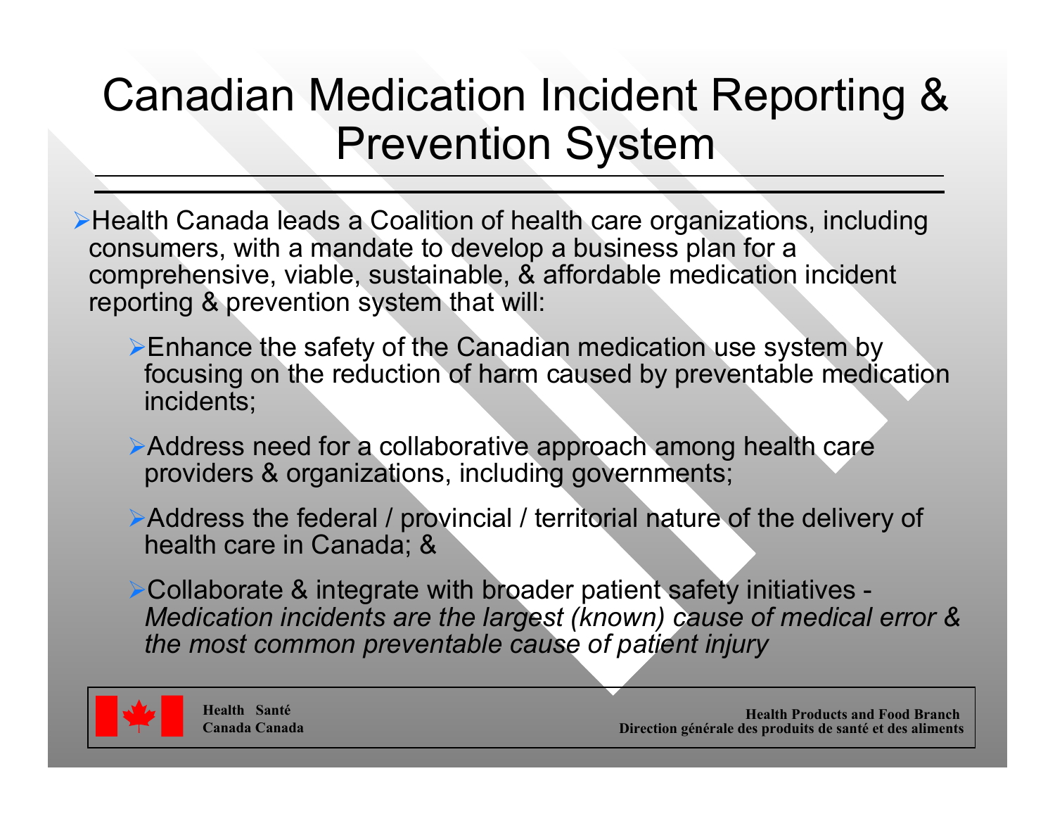# Canadian Medication Incident Reporting & Prevention System

- Health Canada leads a Coalition of health care organizations, including consumers, with a mandate to develop a business plan for a comprehensive, viable, sustainable, & affordable medication incident reporting & prevention system that will:
  - Enhance the safety of the Canadian medication use system by focusing on the reduction of harm caused by preventable medication incidents;
  - Address need for a collaborative approach among health care providers & organizations, including governments;
  - Address the federal / provincial / territorial nature of the delivery of health care in Canada; &
  - Collaborate & integrate with broader patient safety initiatives - *Medication incidents are the largest (known) cause of medical error & the most common preventable cause of patient injury*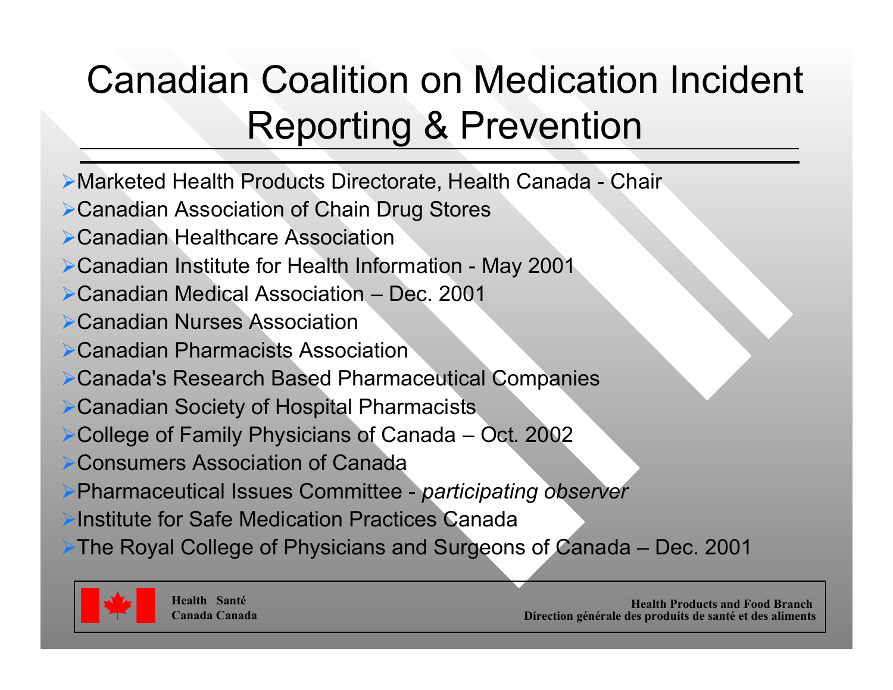# Canadian Coalition on Medication Incident Reporting & Prevention

- Marketed Health Products Directorate, Health Canada - Chair
- Canadian Association of Chain Drug Stores
- Canadian Healthcare Association
- Canadian Institute for Health Information - May 2001
- Canadian Medical Association – Dec. 2001
- Canadian Nurses Association
- Canadian Pharmacists Association
- Canada's Research Based Pharmaceutical Companies
- Canadian Society of Hospital Pharmacists
- College of Family Physicians of Canada – Oct. 2002
- Consumers Association of Canada
- Pharmaceutical Issues Committee - *participating observer*
- Institute for Safe Medication Practices Canada
- The Royal College of Physicians and Surgeons of Canada – Dec. 2001

Health Santé
Canada Canada

Health Products and Food Branch
Direction générale des produits de santé et des aliments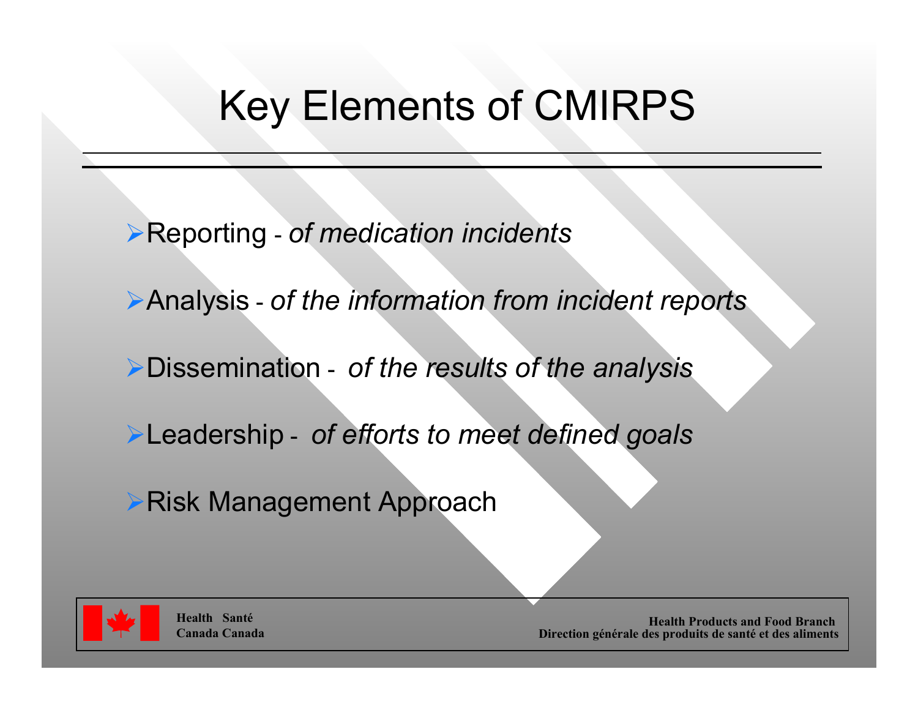# Key Elements of CMIRPS

- Reporting - *of medication incidents*
- Analysis - *of the information from incident reports*
- Dissemination - *of the results of the analysis*
- Leadership - *of efforts to meet defined goals*
- Risk Management Approach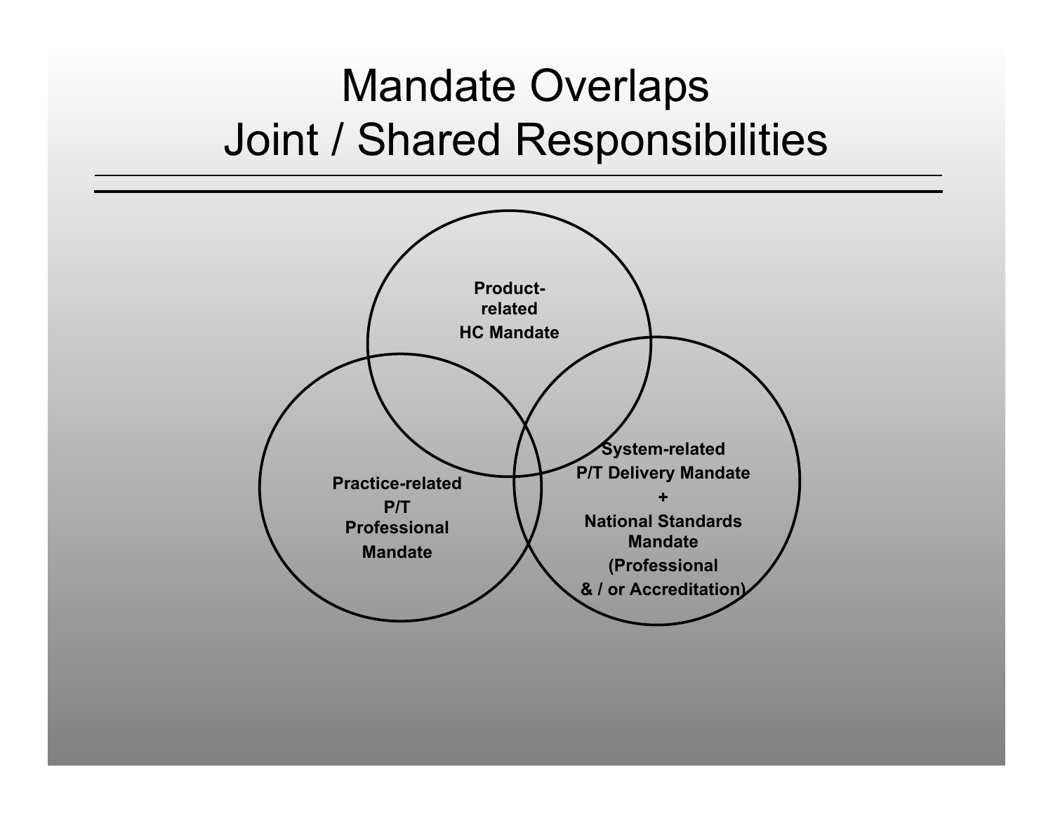# Mandate Overlaps
# Joint / Shared Responsibilities

**Product-related HC Mandate**

**Practice-related P/T Professional Mandate**

**System-related P/T Delivery Mandate + National Standards Mandate (Professional & / or Accreditation)**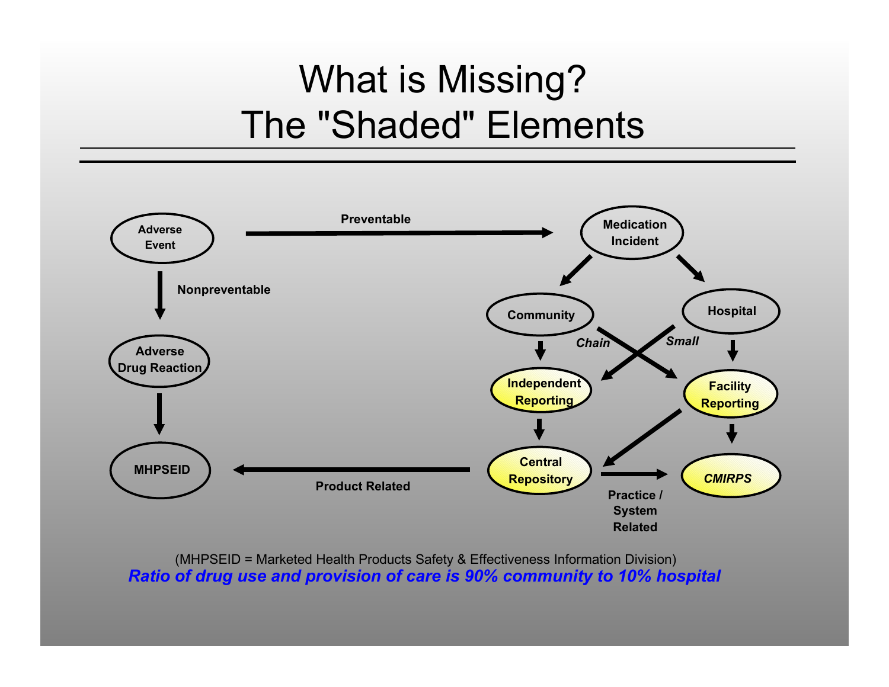# What is Missing?
# The "Shaded" Elements

Adverse Event

Preventable

Medication Incident

Nonpreventable

Community

Hospital

Chain

Small

Adverse Drug Reaction

Independent Reporting

Facility Reporting

MHPSEID

Central Repository

*CMIRPS*

Product Related

Practice / System Related

(MHPSEID = Marketed Health Products Safety & Effectiveness Information Division)

***Ratio of drug use and provision of care is 90% community to 10% hospital***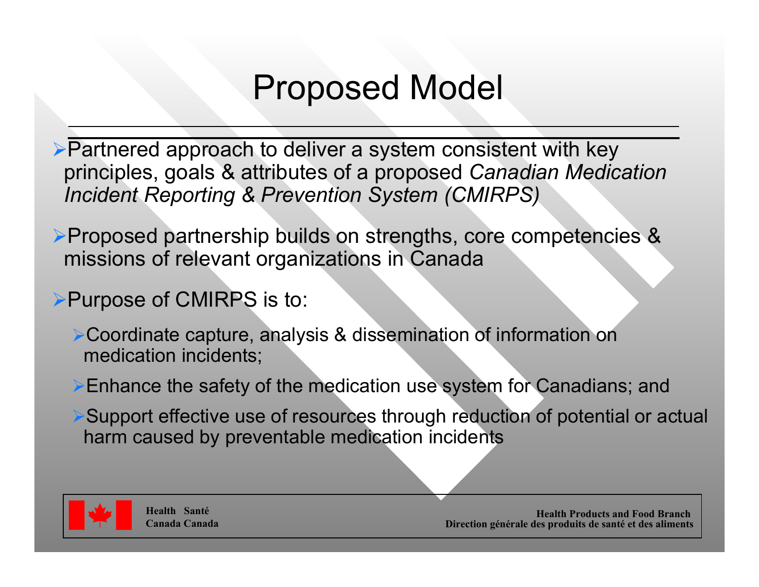# Proposed Model

- Partnered approach to deliver a system consistent with key principles, goals & attributes of a proposed *Canadian Medication Incident Reporting & Prevention System (CMIRPS)*
- Proposed partnership builds on strengths, core competencies & missions of relevant organizations in Canada
- Purpose of CMIRPS is to:
  - Coordinate capture, analysis & dissemination of information on medication incidents;
  - Enhance the safety of the medication use system for Canadians; and
  - Support effective use of resources through reduction of potential or actual harm caused by preventable medication incidents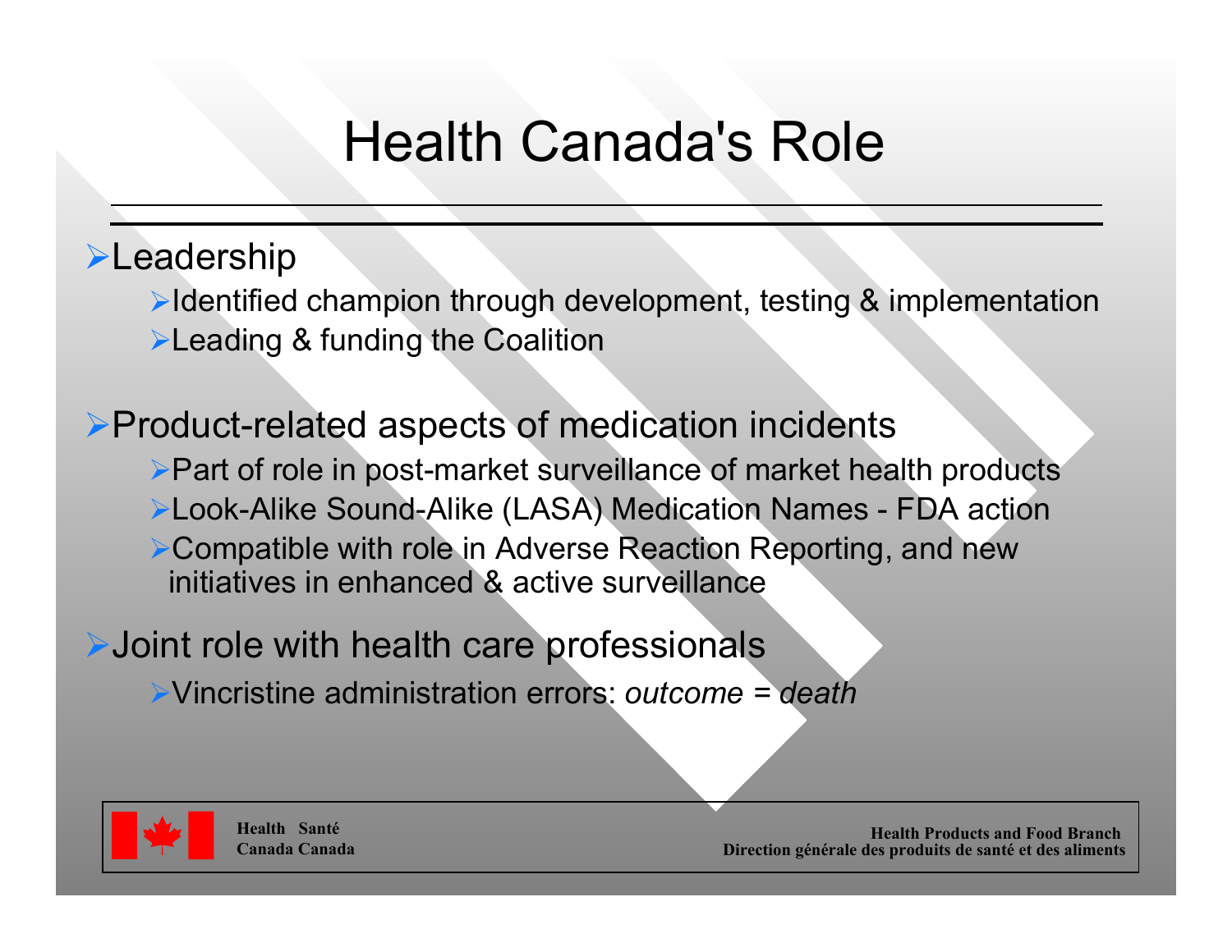# Health Canada's Role

- Leadership
  - Identified champion through development, testing & implementation
  - Leading & funding the Coalition
- Product-related aspects of medication incidents
  - Part of role in post-market surveillance of market health products
  - Look-Alike Sound-Alike (LASA) Medication Names - FDA action
  - Compatible with role in Adverse Reaction Reporting, and new initiatives in enhanced & active surveillance
- Joint role with health care professionals
  - Vincristine administration errors: *outcome = death*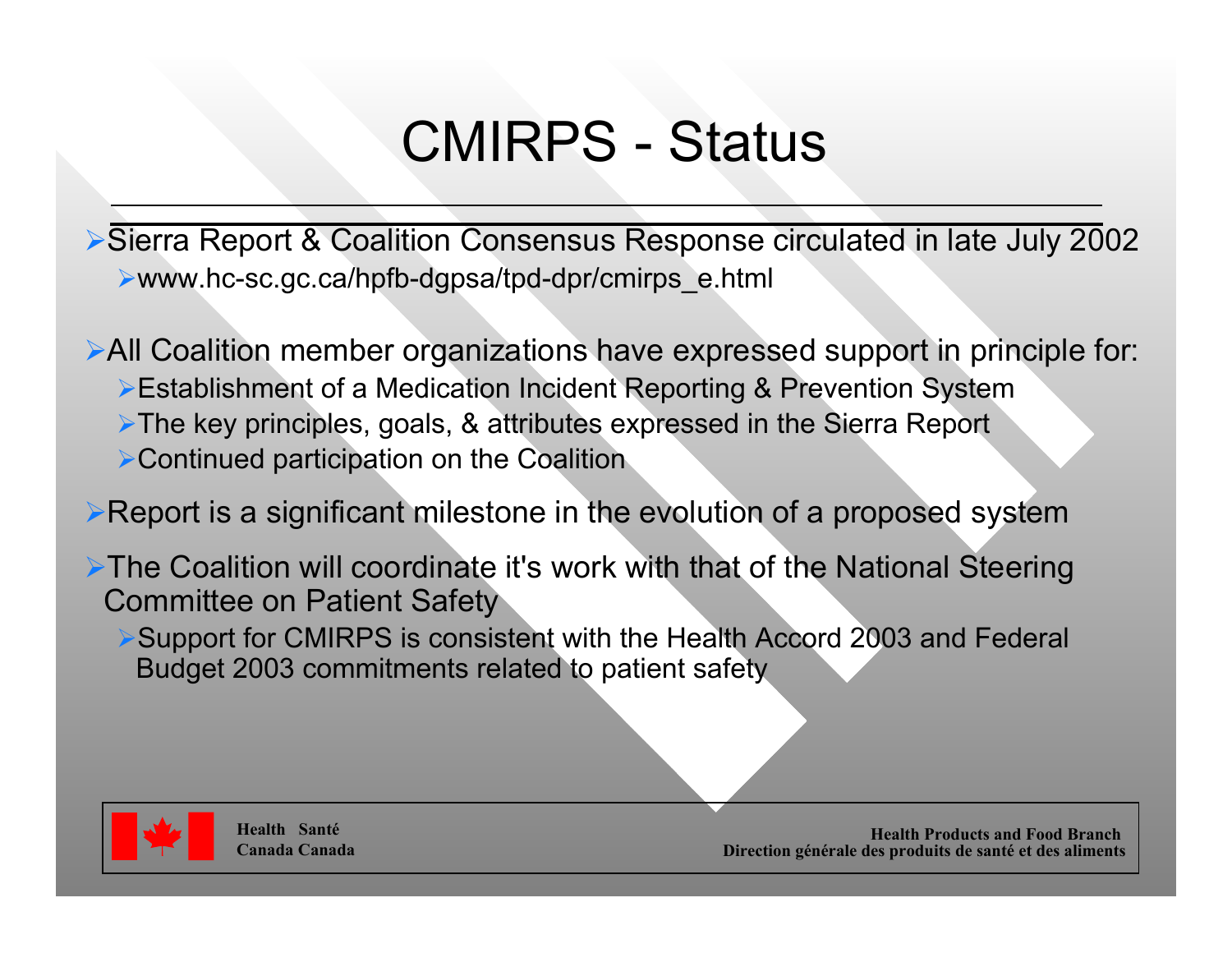# CMIRPS - Status

- Sierra Report & Coalition Consensus Response circulated in late July 2002
  - www.hc-sc.gc.ca/hpfb-dgpsa/tpd-dpr/cmirps_e.html
- All Coalition member organizations have expressed support in principle for:
  - Establishment of a Medication Incident Reporting & Prevention System
  - The key principles, goals, & attributes expressed in the Sierra Report
  - Continued participation on the Coalition
- Report is a significant milestone in the evolution of a proposed system
- The Coalition will coordinate it's work with that of the National Steering Committee on Patient Safety
  - Support for CMIRPS is consistent with the Health Accord 2003 and Federal Budget 2003 commitments related to patient safety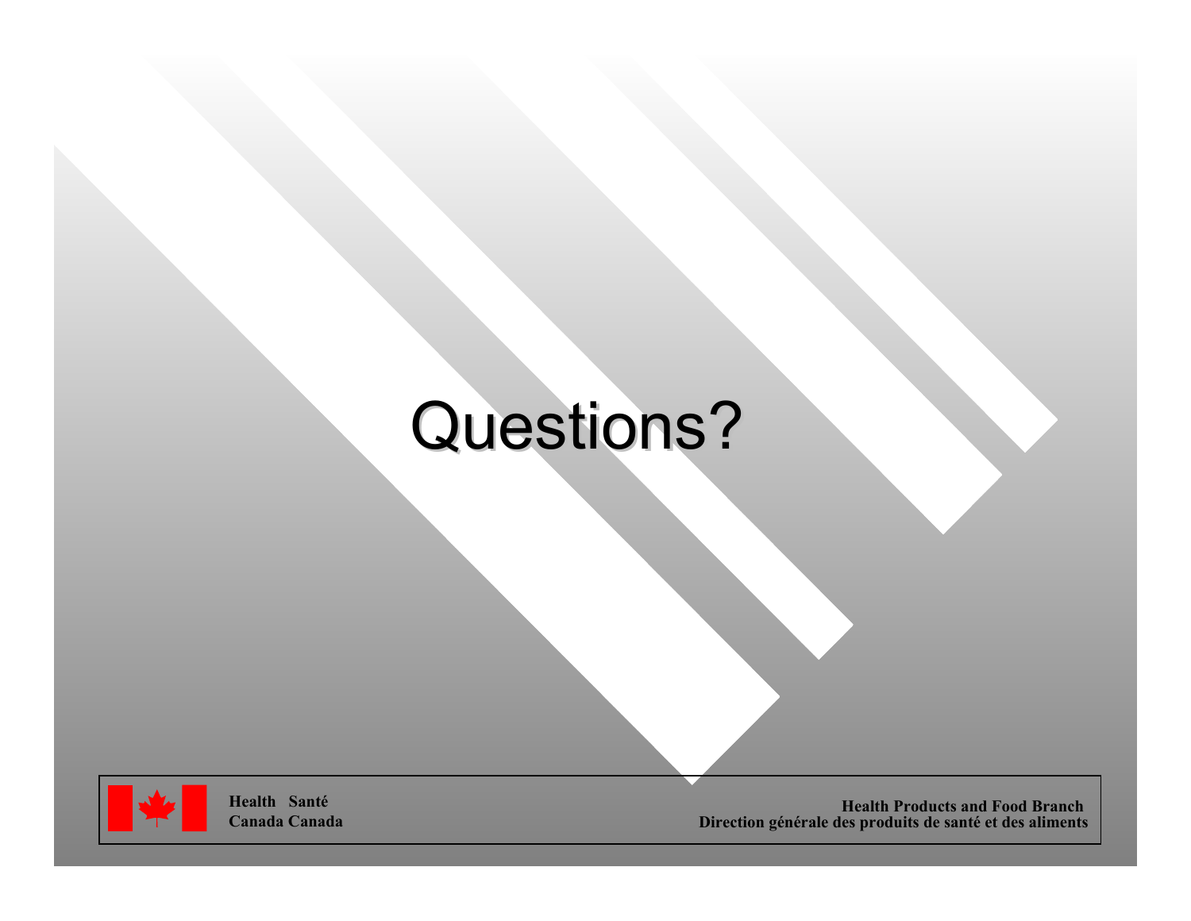# Questions?